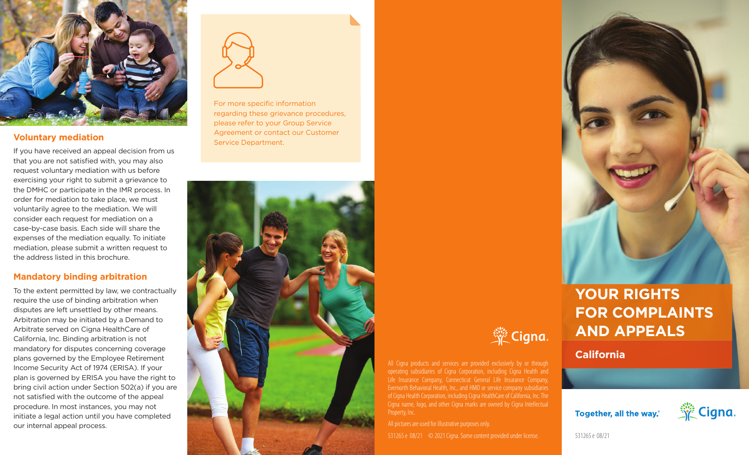## Voluntary mediation

If you have received an appeal decision from us that you are not satisfied with, you may also request voluntary mediation with us before exercising your right to submit a grievance to the DMHC or participate in the IMR process. In order for mediation to take place, we must voluntarily agree to the mediation. We will consider each request for mediation on a case-by-case basis. Each side will share the expenses of the mediation equally. To initiate mediation, please submit a written request to the address listed in this brochure.

## Mandatory binding arbitration

To the extent permitted by law, we contractually require the use of binding arbitration when disputes are left unsettled by other means. Arbitration may be initiated by a Demand to Arbitrate served on Cigna HealthCare of California, Inc. Binding arbitration is not mandatory for disputes concerning coverage plans governed by the Employee Retirement Income Security Act of 1974 (ERISA). If your plan is governed by ERISA you have the right to bring civil action under Section 502(a) if you are not satisfied with the outcome of the appeal procedure. In most instances, you may not initiate a legal action until you have completed our internal appeal process.

For more specific information regarding these grievance procedures, please refer to your Group Service Agreement or contact our Customer Service Department.

Cigna.

All Cigna products and services are provided exclusively by or through operating subsidiaries of Cigna Corporation, including Cigna Health and Life Insurance Company, Connecticut General Life Insurance Company, Evernorth Behavioral Health, Inc., and HMO or service company subsidiaries of Cigna Health Corporation, including Cigna HealthCare of California, Inc. The Cigna name, logo, and other Cigna marks are owned by Cigna Intellectual Property, Inc.

All pictures are used for illustrative purposes only.

531265 e 08/21 © 2021 Cigna. Some content provided under license.

# YOUR RIGHTS FOR COMPLAINTS AND APPEALS

## California

**Together, all the way.**® Cigna.

531265 e 08/21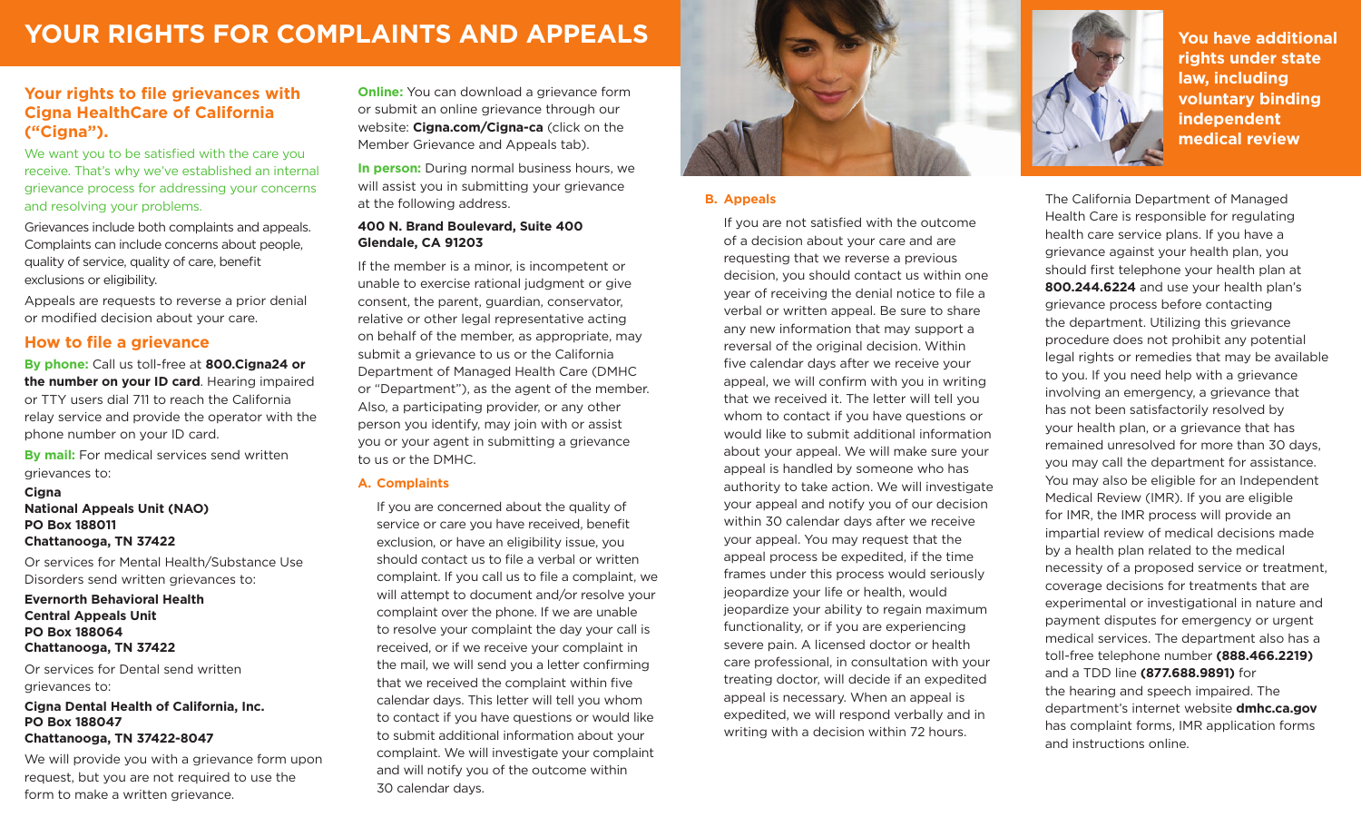# YOUR RIGHTS FOR COMPLAINTS AND APPEALS

## Your rights to file grievances with Cigna HealthCare of California ("Cigna").

We want you to be satisfied with the care you receive. That's why we've established an internal grievance process for addressing your concerns and resolving your problems.

Grievances include both complaints and appeals. Complaints can include concerns about people, quality of service, quality of care, benefit exclusions or eligibility.

Appeals are requests to reverse a prior denial or modified decision about your care.

## How to file a grievance

**By phone:** Call us toll-free at **800.Cigna24 or the number on your ID card**. Hearing impaired or TTY users dial 711 to reach the California relay service and provide the operator with the phone number on your ID card.

**By mail:** For medical services send written grievances to:

**Cigna**
**National Appeals Unit (NAO)**
**PO Box 188011**
**Chattanooga, TN 37422**

Or services for Mental Health/Substance Use Disorders send written grievances to:

**Evernorth Behavioral Health**
**Central Appeals Unit**
**PO Box 188064**
**Chattanooga, TN 37422**

Or services for Dental send written grievances to:

**Cigna Dental Health of California, Inc.**
**PO Box 188047**
**Chattanooga, TN 37422-8047**

We will provide you with a grievance form upon request, but you are not required to use the form to make a written grievance.

**Online:** You can download a grievance form or submit an online grievance through our website: **Cigna.com/Cigna-ca** (click on the Member Grievance and Appeals tab).

**In person:** During normal business hours, we will assist you in submitting your grievance at the following address.

**400 N. Brand Boulevard, Suite 400**
**Glendale, CA 91203**

If the member is a minor, is incompetent or unable to exercise rational judgment or give consent, the parent, guardian, conservator, relative or other legal representative acting on behalf of the member, as appropriate, may submit a grievance to us or the California Department of Managed Health Care (DMHC or "Department"), as the agent of the member. Also, a participating provider, or any other person you identify, may join with or assist you or your agent in submitting a grievance to us or the DMHC.

### A. Complaints

If you are concerned about the quality of service or care you have received, benefit exclusion, or have an eligibility issue, you should contact us to file a verbal or written complaint. If you call us to file a complaint, we will attempt to document and/or resolve your complaint over the phone. If we are unable to resolve your complaint the day your call is received, or if we receive your complaint in the mail, we will send you a letter confirming that we received the complaint within five calendar days. This letter will tell you whom to contact if you have questions or would like to submit additional information about your complaint. We will investigate your complaint and will notify you of the outcome within 30 calendar days.

### B. Appeals

If you are not satisfied with the outcome of a decision about your care and are requesting that we reverse a previous decision, you should contact us within one year of receiving the denial notice to file a verbal or written appeal. Be sure to share any new information that may support a reversal of the original decision. Within five calendar days after we receive your appeal, we will confirm with you in writing that we received it. The letter will tell you whom to contact if you have questions or would like to submit additional information about your appeal. We will make sure your appeal is handled by someone who has authority to take action. We will investigate your appeal and notify you of our decision within 30 calendar days after we receive your appeal. You may request that the appeal process be expedited, if the time frames under this process would seriously jeopardize your life or health, would jeopardize your ability to regain maximum functionality, or if you are experiencing severe pain. A licensed doctor or health care professional, in consultation with your treating doctor, will decide if an expedited appeal is necessary. When an appeal is expedited, we will respond verbally and in writing with a decision within 72 hours.

## You have additional rights under state law, including voluntary binding independent medical review

The California Department of Managed Health Care is responsible for regulating health care service plans. If you have a grievance against your health plan, you should first telephone your health plan at **800.244.6224** and use your health plan's grievance process before contacting the department. Utilizing this grievance procedure does not prohibit any potential legal rights or remedies that may be available to you. If you need help with a grievance involving an emergency, a grievance that has not been satisfactorily resolved by your health plan, or a grievance that has remained unresolved for more than 30 days, you may call the department for assistance. You may also be eligible for an Independent Medical Review (IMR). If you are eligible for IMR, the IMR process will provide an impartial review of medical decisions made by a health plan related to the medical necessity of a proposed service or treatment, coverage decisions for treatments that are experimental or investigational in nature and payment disputes for emergency or urgent medical services. The department also has a toll-free telephone number **(888.466.2219)** and a TDD line **(877.688.9891)** for the hearing and speech impaired. The department's internet website **dmhc.ca.gov** has complaint forms, IMR application forms and instructions online.